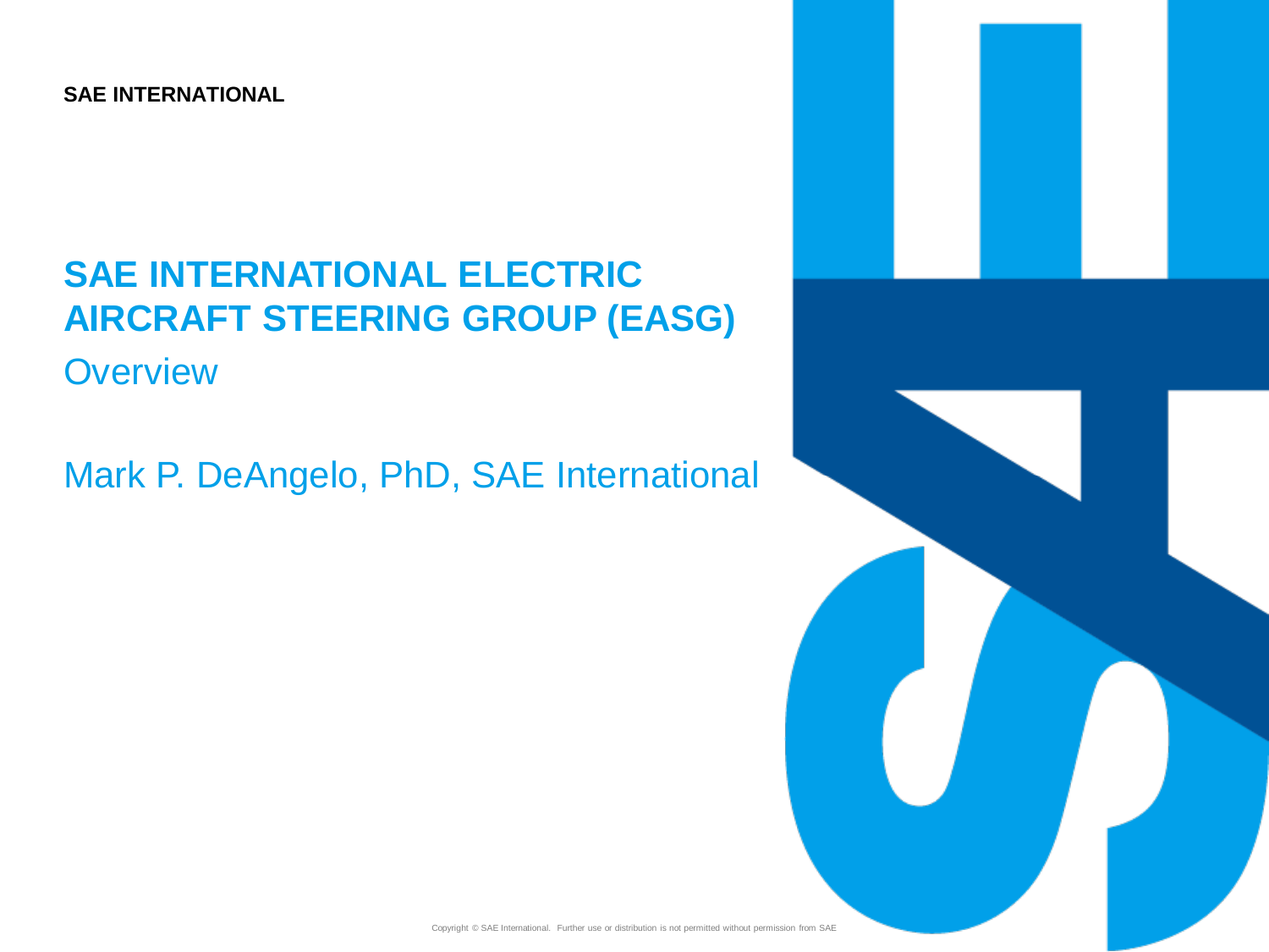SAE INTERNATIONAL

# SAE INTERNATIONAL ELECTRIC AIRCRAFT STEERING GROUP (EASG)

## Overview

Mark P. DeAngelo, PhD, SAE International

Copyright © SAE International. Further use or distribution is not permitted without permission from SAE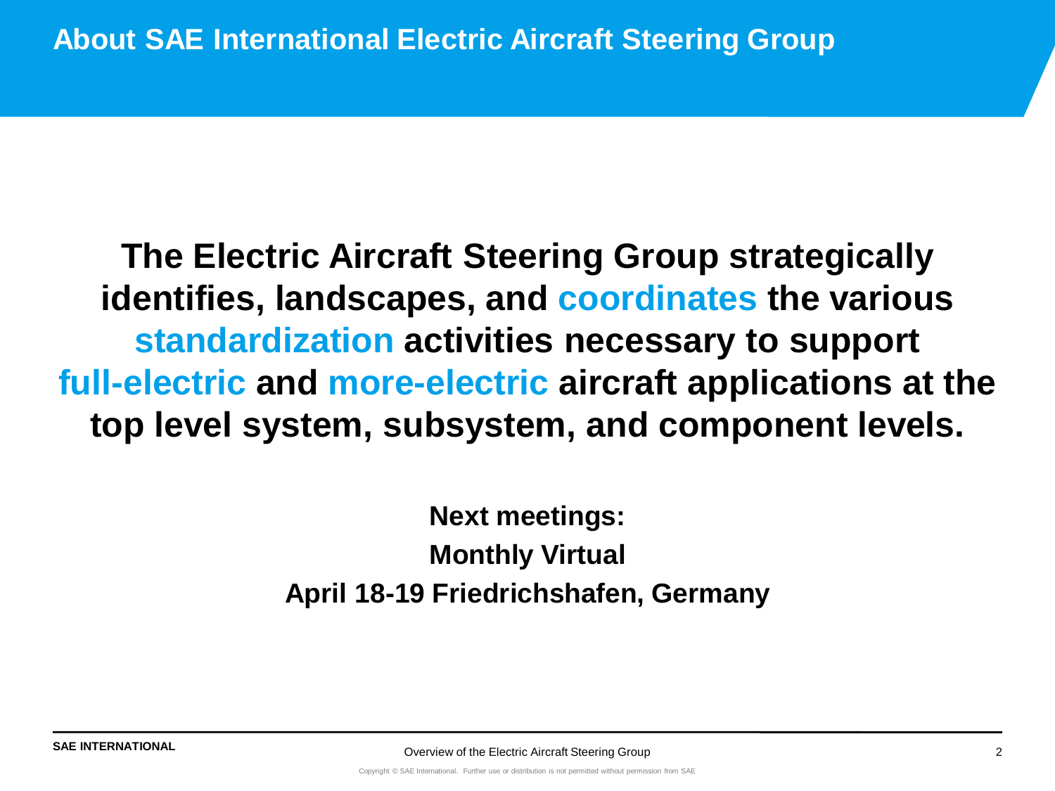# About SAE International Electric Aircraft Steering Group

**The Electric Aircraft Steering Group strategically identifies, landscapes, and coordinates the various standardization activities necessary to support full-electric and more-electric aircraft applications at the top level system, subsystem, and component levels.**

**Next meetings:**
**Monthly Virtual**
**April 18-19 Friedrichshafen, Germany**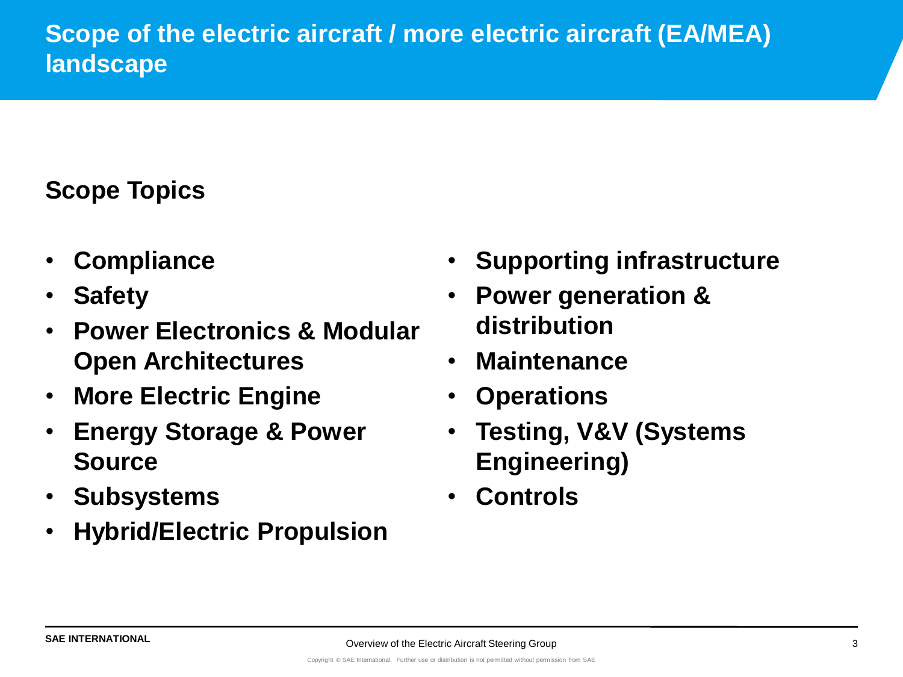# Scope of the electric aircraft / more electric aircraft (EA/MEA) landscape

## Scope Topics

- **Compliance**
- **Safety**
- **Power Electronics & Modular Open Architectures**
- **More Electric Engine**
- **Energy Storage & Power Source**
- **Subsystems**
- **Hybrid/Electric Propulsion**
- **Supporting infrastructure**
- **Power generation & distribution**
- **Maintenance**
- **Operations**
- **Testing, V&V (Systems Engineering)**
- **Controls**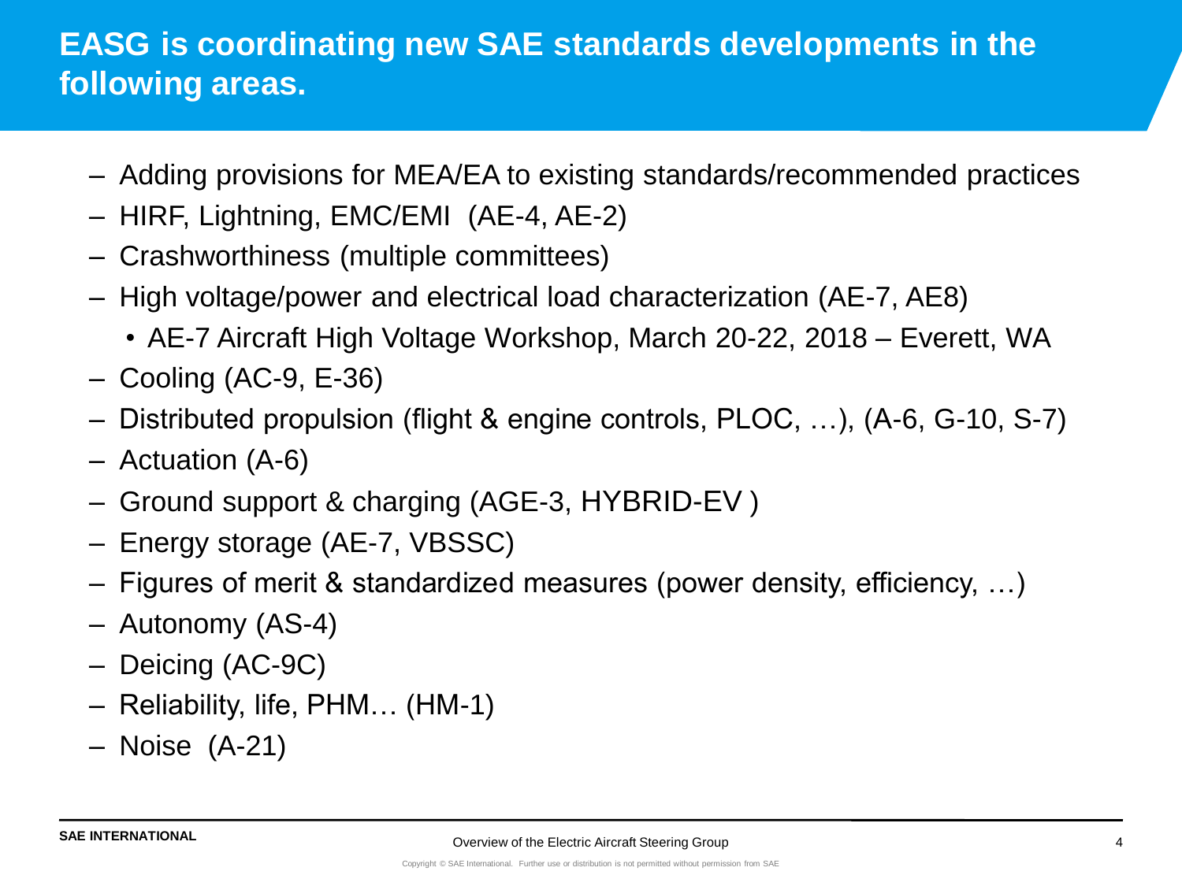## EASG is coordinating new SAE standards developments in the following areas.

- Adding provisions for MEA/EA to existing standards/recommended practices
- HIRF, Lightning, EMC/EMI (AE-4, AE-2)
- Crashworthiness (multiple committees)
- High voltage/power and electrical load characterization (AE-7, AE8)
  - AE-7 Aircraft High Voltage Workshop, March 20-22, 2018 – Everett, WA
- Cooling (AC-9, E-36)
- Distributed propulsion (flight & engine controls, PLOC, …), (A-6, G-10, S-7)
- Actuation (A-6)
- Ground support & charging (AGE-3, HYBRID-EV )
- Energy storage (AE-7, VBSSC)
- Figures of merit & standardized measures (power density, efficiency, …)
- Autonomy (AS-4)
- Deicing (AC-9C)
- Reliability, life, PHM… (HM-1)
- Noise (A-21)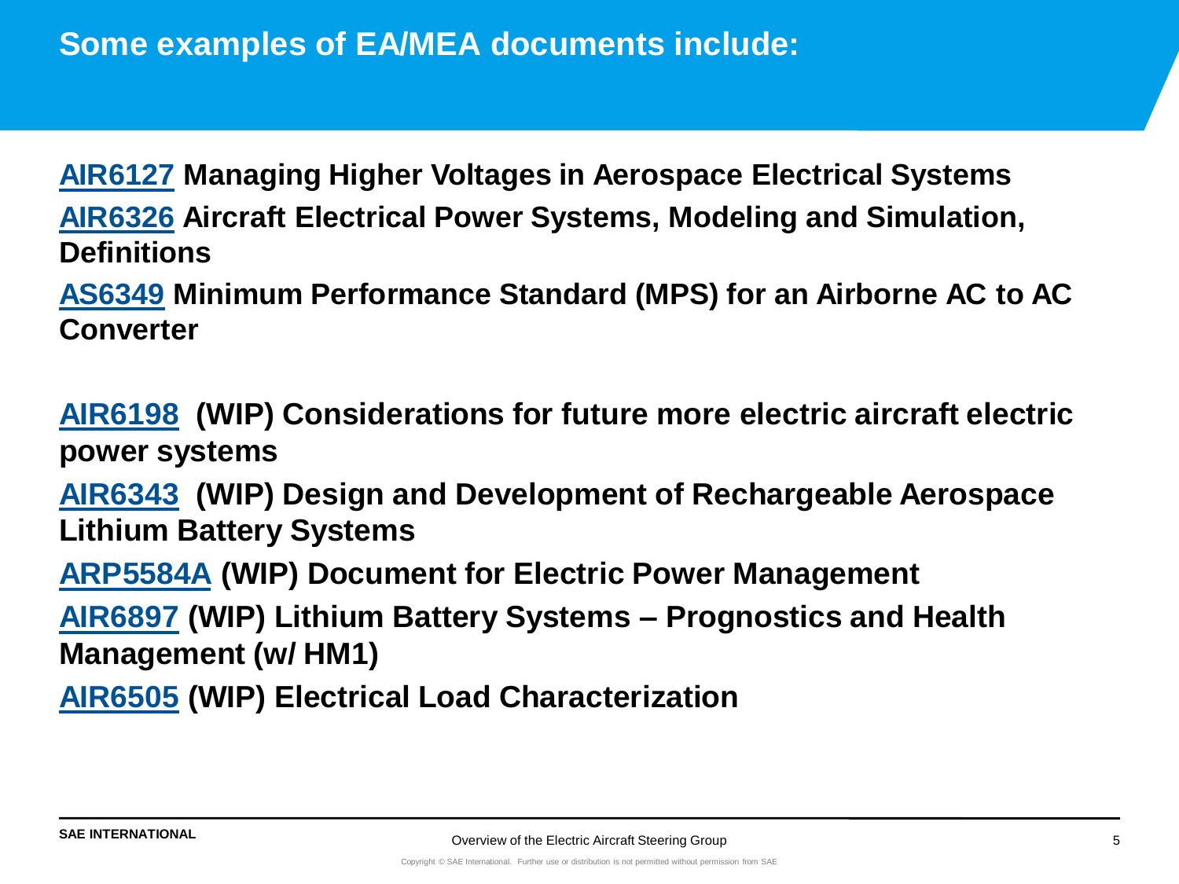## Some examples of EA/MEA documents include:

**AIR6127 Managing Higher Voltages in Aerospace Electrical Systems**

**AIR6326 Aircraft Electrical Power Systems, Modeling and Simulation, Definitions**

**AS6349 Minimum Performance Standard (MPS) for an Airborne AC to AC Converter**

**AIR6198 (WIP) Considerations for future more electric aircraft electric power systems**

**AIR6343 (WIP) Design and Development of Rechargeable Aerospace Lithium Battery Systems**

**ARP5584A (WIP) Document for Electric Power Management**

**AIR6897 (WIP) Lithium Battery Systems – Prognostics and Health Management (w/ HM1)**

**AIR6505 (WIP) Electrical Load Characterization**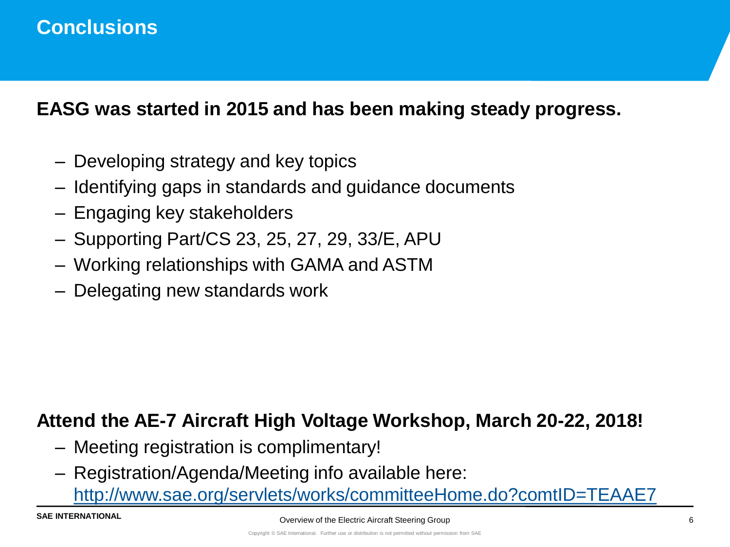# Conclusions

**EASG was started in 2015 and has been making steady progress.**

- Developing strategy and key topics
- Identifying gaps in standards and guidance documents
- Engaging key stakeholders
- Supporting Part/CS 23, 25, 27, 29, 33/E, APU
- Working relationships with GAMA and ASTM
- Delegating new standards work

**Attend the AE-7 Aircraft High Voltage Workshop, March 20-22, 2018!**

- Meeting registration is complimentary!
- Registration/Agenda/Meeting info available here: http://www.sae.org/servlets/works/committeeHome.do?comtID=TEAAE7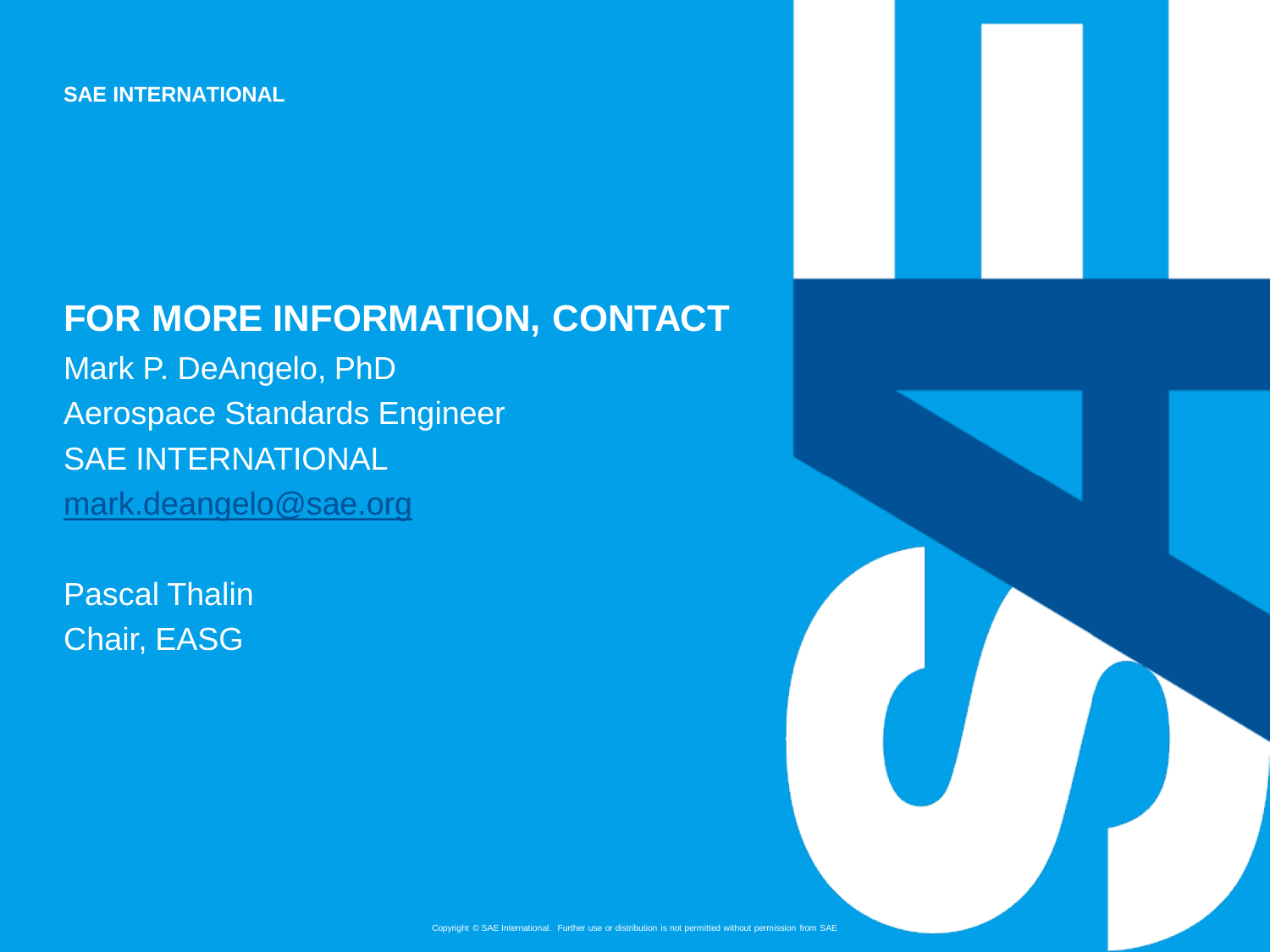SAE INTERNATIONAL

## FOR MORE INFORMATION, CONTACT

Mark P. DeAngelo, PhD
Aerospace Standards Engineer
SAE INTERNATIONAL
mark.deangelo@sae.org

Pascal Thalin
Chair, EASG

Copyright © SAE International. Further use or distribution is not permitted without permission from SAE